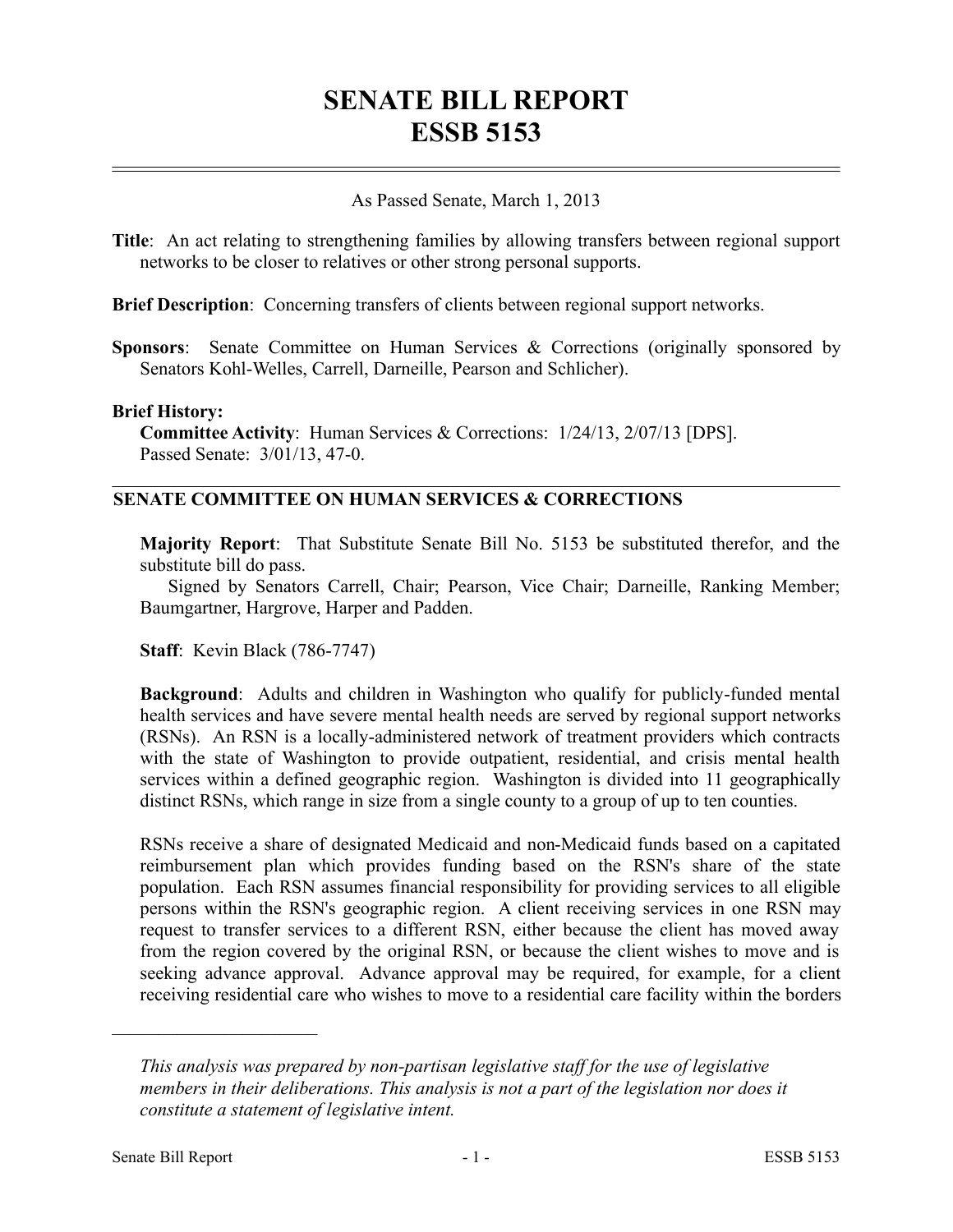# SENATE BILL REPORT
# ESSB 5153

As Passed Senate, March 1, 2013

**Title**: An act relating to strengthening families by allowing transfers between regional support networks to be closer to relatives or other strong personal supports.

**Brief Description**: Concerning transfers of clients between regional support networks.

**Sponsors**: Senate Committee on Human Services & Corrections (originally sponsored by Senators Kohl-Welles, Carrell, Darneille, Pearson and Schlicher).

**Brief History:**

**Committee Activity**: Human Services & Corrections: 1/24/13, 2/07/13 [DPS].
Passed Senate: 3/01/13, 47-0.

## SENATE COMMITTEE ON HUMAN SERVICES & CORRECTIONS

**Majority Report**: That Substitute Senate Bill No. 5153 be substituted therefor, and the substitute bill do pass.

Signed by Senators Carrell, Chair; Pearson, Vice Chair; Darneille, Ranking Member; Baumgartner, Hargrove, Harper and Padden.

**Staff**: Kevin Black (786-7747)

**Background**: Adults and children in Washington who qualify for publicly-funded mental health services and have severe mental health needs are served by regional support networks (RSNs). An RSN is a locally-administered network of treatment providers which contracts with the state of Washington to provide outpatient, residential, and crisis mental health services within a defined geographic region. Washington is divided into 11 geographically distinct RSNs, which range in size from a single county to a group of up to ten counties.

RSNs receive a share of designated Medicaid and non-Medicaid funds based on a capitated reimbursement plan which provides funding based on the RSN's share of the state population. Each RSN assumes financial responsibility for providing services to all eligible persons within the RSN's geographic region. A client receiving services in one RSN may request to transfer services to a different RSN, either because the client has moved away from the region covered by the original RSN, or because the client wishes to move and is seeking advance approval. Advance approval may be required, for example, for a client receiving residential care who wishes to move to a residential care facility within the borders

---

*This analysis was prepared by non-partisan legislative staff for the use of legislative members in their deliberations. This analysis is not a part of the legislation nor does it constitute a statement of legislative intent.*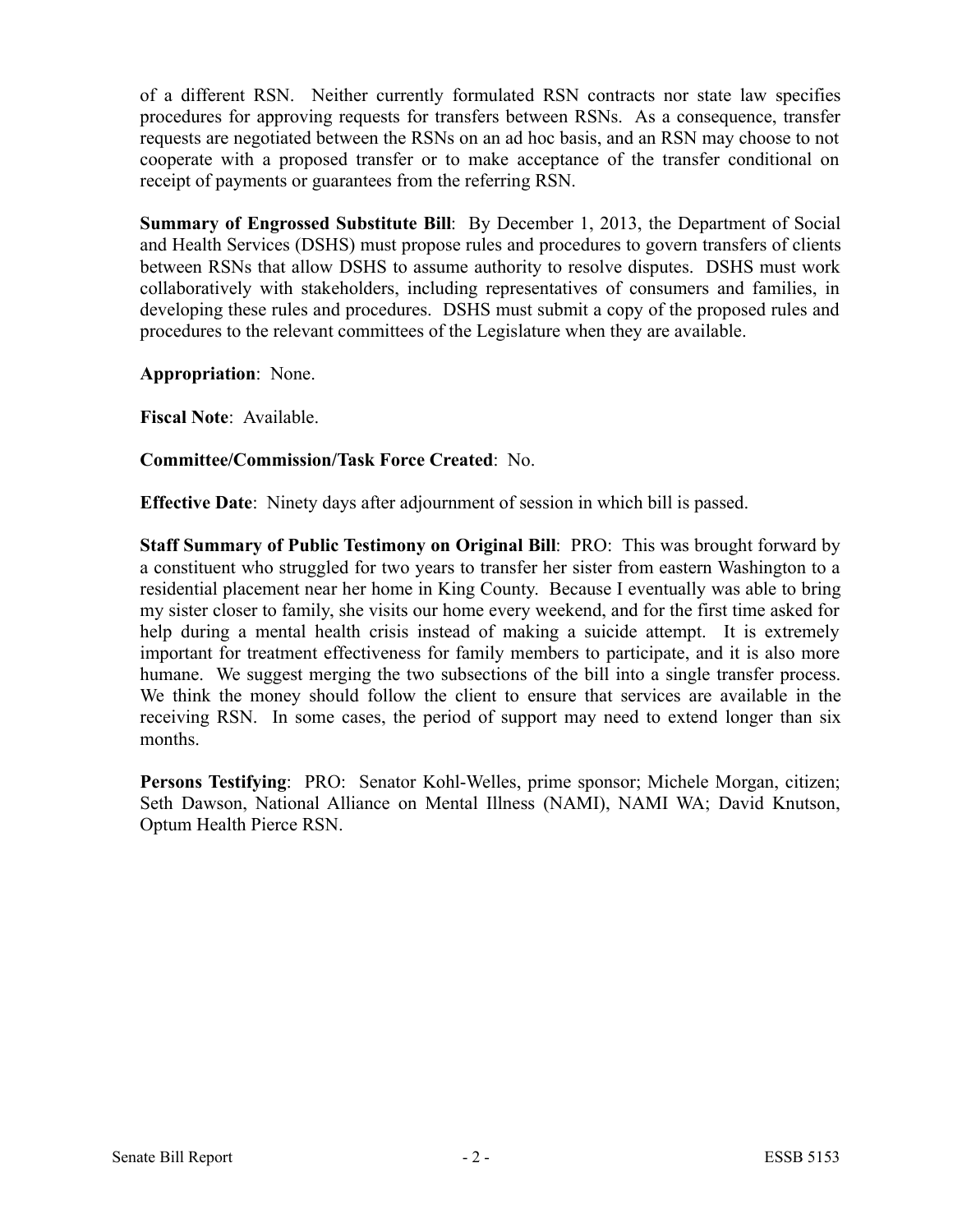of a different RSN. Neither currently formulated RSN contracts nor state law specifies procedures for approving requests for transfers between RSNs. As a consequence, transfer requests are negotiated between the RSNs on an ad hoc basis, and an RSN may choose to not cooperate with a proposed transfer or to make acceptance of the transfer conditional on receipt of payments or guarantees from the referring RSN.

**Summary of Engrossed Substitute Bill**: By December 1, 2013, the Department of Social and Health Services (DSHS) must propose rules and procedures to govern transfers of clients between RSNs that allow DSHS to assume authority to resolve disputes. DSHS must work collaboratively with stakeholders, including representatives of consumers and families, in developing these rules and procedures. DSHS must submit a copy of the proposed rules and procedures to the relevant committees of the Legislature when they are available.

**Appropriation**: None.

**Fiscal Note**: Available.

**Committee/Commission/Task Force Created**: No.

**Effective Date**: Ninety days after adjournment of session in which bill is passed.

**Staff Summary of Public Testimony on Original Bill**: PRO: This was brought forward by a constituent who struggled for two years to transfer her sister from eastern Washington to a residential placement near her home in King County. Because I eventually was able to bring my sister closer to family, she visits our home every weekend, and for the first time asked for help during a mental health crisis instead of making a suicide attempt. It is extremely important for treatment effectiveness for family members to participate, and it is also more humane. We suggest merging the two subsections of the bill into a single transfer process. We think the money should follow the client to ensure that services are available in the receiving RSN. In some cases, the period of support may need to extend longer than six months.

**Persons Testifying**: PRO: Senator Kohl-Welles, prime sponsor; Michele Morgan, citizen; Seth Dawson, National Alliance on Mental Illness (NAMI), NAMI WA; David Knutson, Optum Health Pierce RSN.